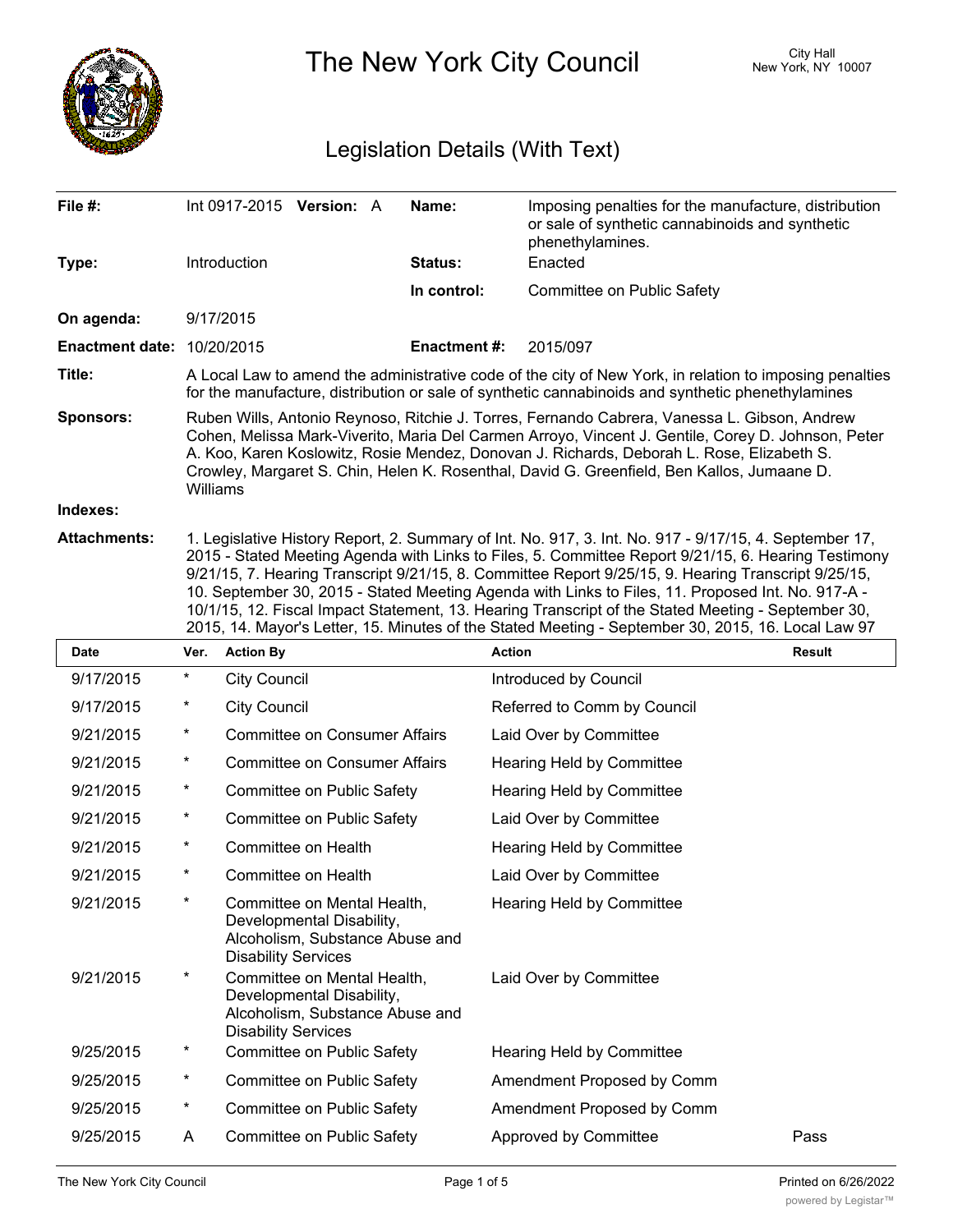# The New York City Council

City Hall
New York, NY 10007

## Legislation Details (With Text)

| | | | |
|---|---|---|---|
| **File #:** | Int 0917-2015 **Version:** A | **Name:** | Imposing penalties for the manufacture, distribution or sale of synthetic cannabinoids and synthetic phenethylamines. |
| **Type:** | Introduction | **Status:** | Enacted |
| | | **In control:** | Committee on Public Safety |
| **On agenda:** | 9/17/2015 | | |
| **Enactment date:** | 10/20/2015 | **Enactment #:** | 2015/097 |

**Title:** A Local Law to amend the administrative code of the city of New York, in relation to imposing penalties for the manufacture, distribution or sale of synthetic cannabinoids and synthetic phenethylamines

**Sponsors:** Ruben Wills, Antonio Reynoso, Ritchie J. Torres, Fernando Cabrera, Vanessa L. Gibson, Andrew Cohen, Melissa Mark-Viverito, Maria Del Carmen Arroyo, Vincent J. Gentile, Corey D. Johnson, Peter A. Koo, Karen Koslowitz, Rosie Mendez, Donovan J. Richards, Deborah L. Rose, Elizabeth S. Crowley, Margaret S. Chin, Helen K. Rosenthal, David G. Greenfield, Ben Kallos, Jumaane D. Williams

**Indexes:**

**Attachments:** 1. Legislative History Report, 2. Summary of Int. No. 917, 3. Int. No. 917 - 9/17/15, 4. September 17, 2015 - Stated Meeting Agenda with Links to Files, 5. Committee Report 9/21/15, 6. Hearing Testimony 9/21/15, 7. Hearing Transcript 9/21/15, 8. Committee Report 9/25/15, 9. Hearing Transcript 9/25/15, 10. September 30, 2015 - Stated Meeting Agenda with Links to Files, 11. Proposed Int. No. 917-A - 10/1/15, 12. Fiscal Impact Statement, 13. Hearing Transcript of the Stated Meeting - September 30, 2015, 14. Mayor's Letter, 15. Minutes of the Stated Meeting - September 30, 2015, 16. Local Law 97

| Date | Ver. | Action By | Action | Result |
|---|---|---|---|---|
| 9/17/2015 | * | City Council | Introduced by Council | |
| 9/17/2015 | * | City Council | Referred to Comm by Council | |
| 9/21/2015 | * | Committee on Consumer Affairs | Laid Over by Committee | |
| 9/21/2015 | * | Committee on Consumer Affairs | Hearing Held by Committee | |
| 9/21/2015 | * | Committee on Public Safety | Hearing Held by Committee | |
| 9/21/2015 | * | Committee on Public Safety | Laid Over by Committee | |
| 9/21/2015 | * | Committee on Health | Hearing Held by Committee | |
| 9/21/2015 | * | Committee on Health | Laid Over by Committee | |
| 9/21/2015 | * | Committee on Mental Health, Developmental Disability, Alcoholism, Substance Abuse and Disability Services | Hearing Held by Committee | |
| 9/21/2015 | * | Committee on Mental Health, Developmental Disability, Alcoholism, Substance Abuse and Disability Services | Laid Over by Committee | |
| 9/25/2015 | * | Committee on Public Safety | Hearing Held by Committee | |
| 9/25/2015 | * | Committee on Public Safety | Amendment Proposed by Comm | |
| 9/25/2015 | * | Committee on Public Safety | Amendment Proposed by Comm | |
| 9/25/2015 | A | Committee on Public Safety | Approved by Committee | Pass |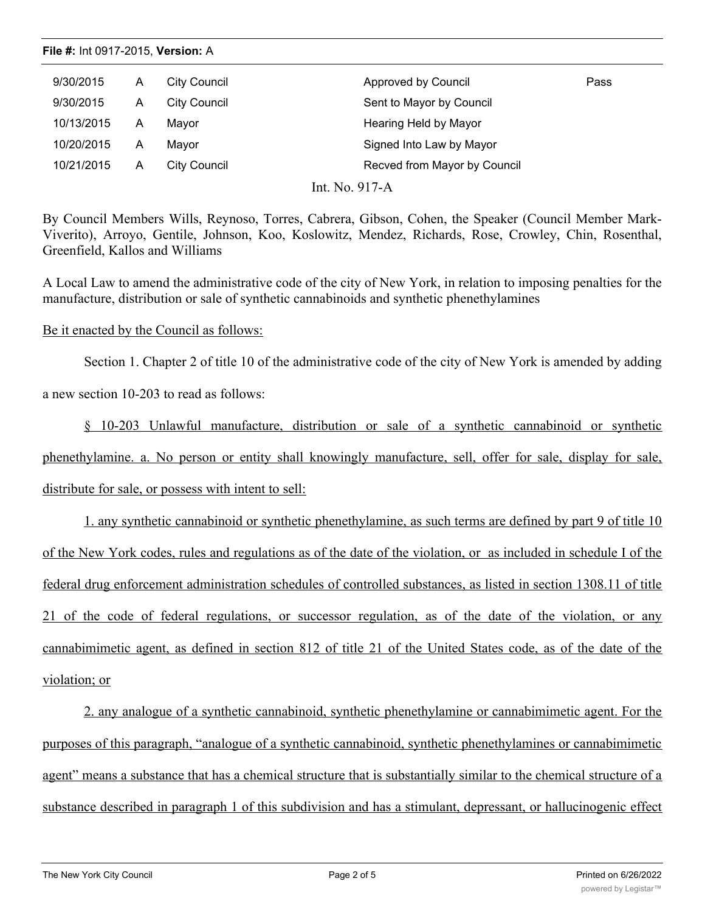| 9/30/2015 | A | City Council | Approved by Council | Pass |
| --- | --- | --- | --- | --- |
| 9/30/2015 | A | City Council | Sent to Mayor by Council | |
| 10/13/2015 | A | Mayor | Hearing Held by Mayor | |
| 10/20/2015 | A | Mayor | Signed Into Law by Mayor | |
| 10/21/2015 | A | City Council | Recved from Mayor by Council | |

Int. No. 917-A

By Council Members Wills, Reynoso, Torres, Cabrera, Gibson, Cohen, the Speaker (Council Member Mark-Viverito), Arroyo, Gentile, Johnson, Koo, Koslowitz, Mendez, Richards, Rose, Crowley, Chin, Rosenthal, Greenfield, Kallos and Williams

A Local Law to amend the administrative code of the city of New York, in relation to imposing penalties for the manufacture, distribution or sale of synthetic cannabinoids and synthetic phenethylamines

Be it enacted by the Council as follows:

Section 1. Chapter 2 of title 10 of the administrative code of the city of New York is amended by adding a new section 10-203 to read as follows:

§ 10-203 Unlawful manufacture, distribution or sale of a synthetic cannabinoid or synthetic phenethylamine. a. No person or entity shall knowingly manufacture, sell, offer for sale, display for sale, distribute for sale, or possess with intent to sell:

1. any synthetic cannabinoid or synthetic phenethylamine, as such terms are defined by part 9 of title 10 of the New York codes, rules and regulations as of the date of the violation, or as included in schedule I of the federal drug enforcement administration schedules of controlled substances, as listed in section 1308.11 of title 21 of the code of federal regulations, or successor regulation, as of the date of the violation, or any cannabimimetic agent, as defined in section 812 of title 21 of the United States code, as of the date of the violation; or

2. any analogue of a synthetic cannabinoid, synthetic phenethylamine or cannabimimetic agent. For the purposes of this paragraph, "analogue of a synthetic cannabinoid, synthetic phenethylamines or cannabimimetic agent" means a substance that has a chemical structure that is substantially similar to the chemical structure of a substance described in paragraph 1 of this subdivision and has a stimulant, depressant, or hallucinogenic effect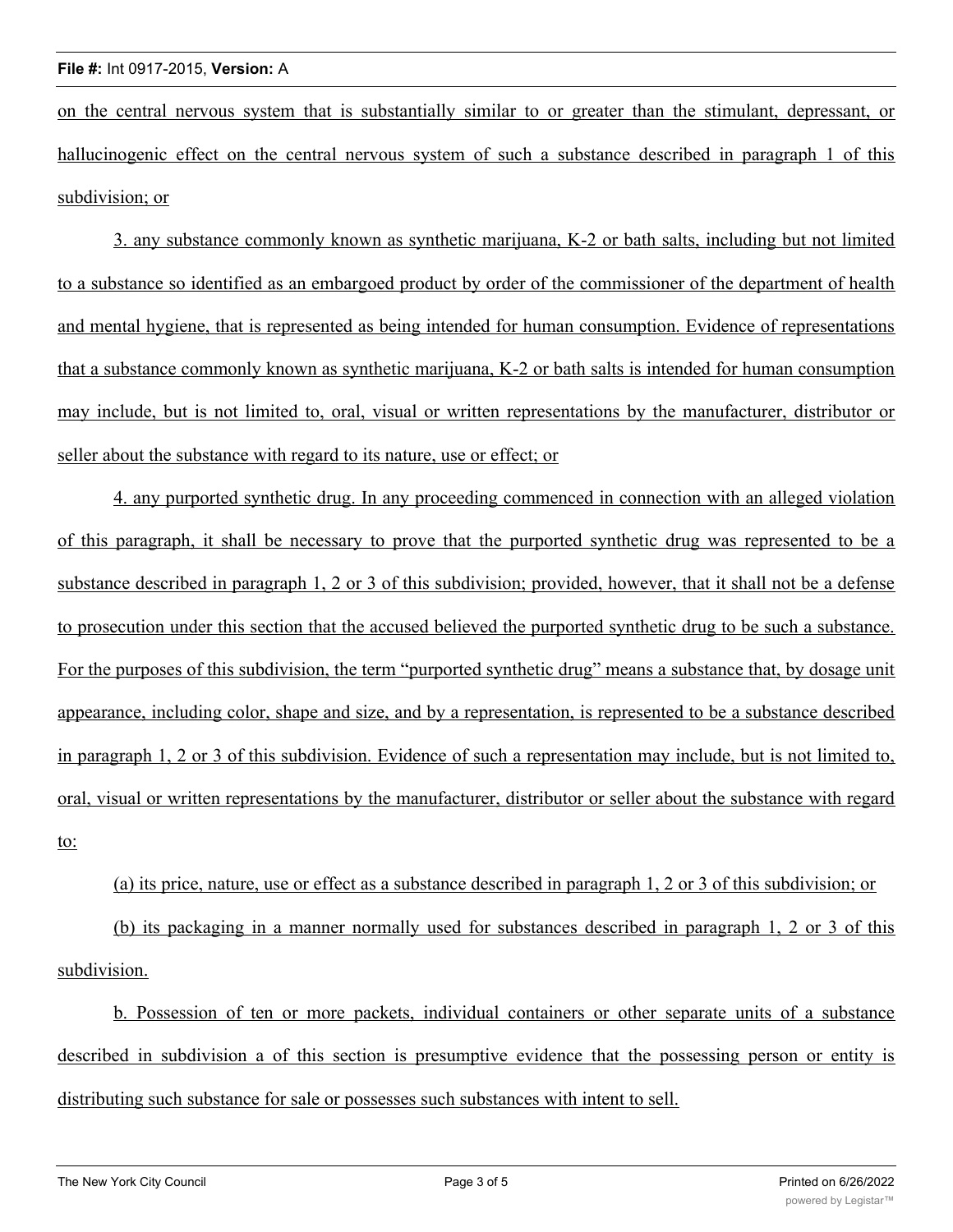on the central nervous system that is substantially similar to or greater than the stimulant, depressant, or hallucinogenic effect on the central nervous system of such a substance described in paragraph 1 of this subdivision; or

3. any substance commonly known as synthetic marijuana, K-2 or bath salts, including but not limited to a substance so identified as an embargoed product by order of the commissioner of the department of health and mental hygiene, that is represented as being intended for human consumption. Evidence of representations that a substance commonly known as synthetic marijuana, K-2 or bath salts is intended for human consumption may include, but is not limited to, oral, visual or written representations by the manufacturer, distributor or seller about the substance with regard to its nature, use or effect; or

4. any purported synthetic drug. In any proceeding commenced in connection with an alleged violation of this paragraph, it shall be necessary to prove that the purported synthetic drug was represented to be a substance described in paragraph 1, 2 or 3 of this subdivision; provided, however, that it shall not be a defense to prosecution under this section that the accused believed the purported synthetic drug to be such a substance. For the purposes of this subdivision, the term "purported synthetic drug" means a substance that, by dosage unit appearance, including color, shape and size, and by a representation, is represented to be a substance described in paragraph 1, 2 or 3 of this subdivision. Evidence of such a representation may include, but is not limited to, oral, visual or written representations by the manufacturer, distributor or seller about the substance with regard to:

(a) its price, nature, use or effect as a substance described in paragraph 1, 2 or 3 of this subdivision; or

(b) its packaging in a manner normally used for substances described in paragraph 1, 2 or 3 of this subdivision.

b. Possession of ten or more packets, individual containers or other separate units of a substance described in subdivision a of this section is presumptive evidence that the possessing person or entity is distributing such substance for sale or possesses such substances with intent to sell.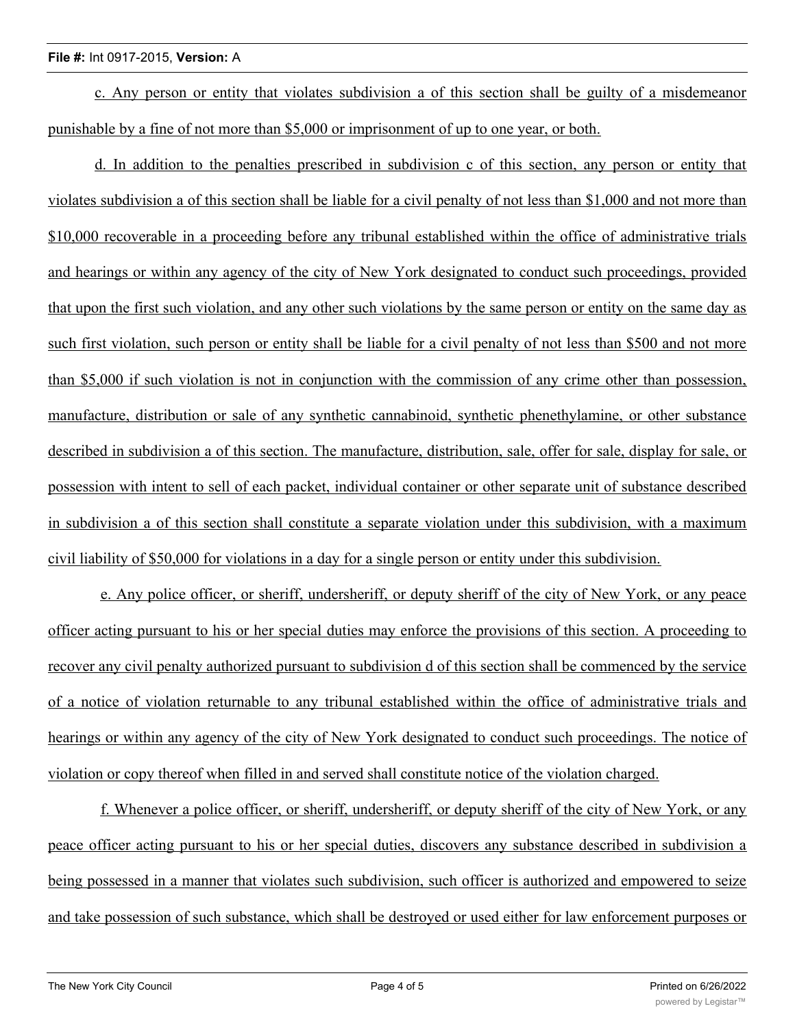c. Any person or entity that violates subdivision a of this section shall be guilty of a misdemeanor punishable by a fine of not more than $5,000 or imprisonment of up to one year, or both.

d. In addition to the penalties prescribed in subdivision c of this section, any person or entity that violates subdivision a of this section shall be liable for a civil penalty of not less than $1,000 and not more than $10,000 recoverable in a proceeding before any tribunal established within the office of administrative trials and hearings or within any agency of the city of New York designated to conduct such proceedings, provided that upon the first such violation, and any other such violations by the same person or entity on the same day as such first violation, such person or entity shall be liable for a civil penalty of not less than $500 and not more than $5,000 if such violation is not in conjunction with the commission of any crime other than possession, manufacture, distribution or sale of any synthetic cannabinoid, synthetic phenethylamine, or other substance described in subdivision a of this section. The manufacture, distribution, sale, offer for sale, display for sale, or possession with intent to sell of each packet, individual container or other separate unit of substance described in subdivision a of this section shall constitute a separate violation under this subdivision, with a maximum civil liability of $50,000 for violations in a day for a single person or entity under this subdivision.

e. Any police officer, or sheriff, undersheriff, or deputy sheriff of the city of New York, or any peace officer acting pursuant to his or her special duties may enforce the provisions of this section. A proceeding to recover any civil penalty authorized pursuant to subdivision d of this section shall be commenced by the service of a notice of violation returnable to any tribunal established within the office of administrative trials and hearings or within any agency of the city of New York designated to conduct such proceedings. The notice of violation or copy thereof when filled in and served shall constitute notice of the violation charged.

f. Whenever a police officer, or sheriff, undersheriff, or deputy sheriff of the city of New York, or any peace officer acting pursuant to his or her special duties, discovers any substance described in subdivision a being possessed in a manner that violates such subdivision, such officer is authorized and empowered to seize and take possession of such substance, which shall be destroyed or used either for law enforcement purposes or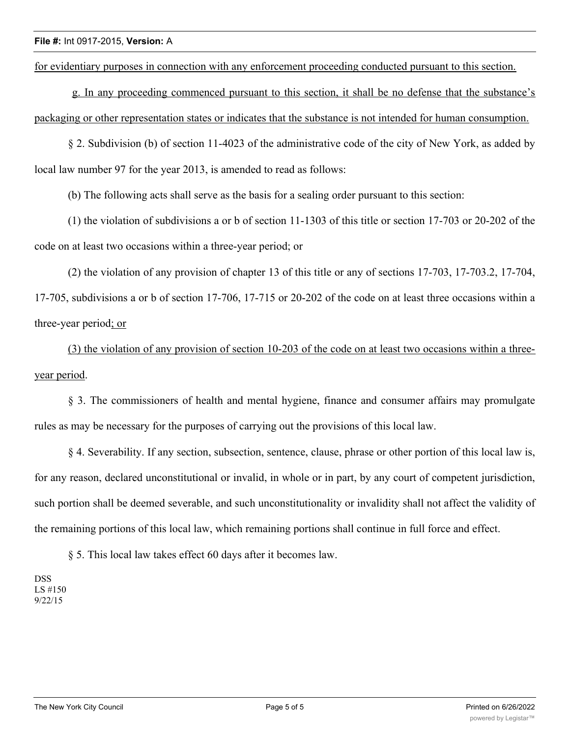for evidentiary purposes in connection with any enforcement proceeding conducted pursuant to this section.

g. In any proceeding commenced pursuant to this section, it shall be no defense that the substance's packaging or other representation states or indicates that the substance is not intended for human consumption.

§ 2. Subdivision (b) of section 11-4023 of the administrative code of the city of New York, as added by local law number 97 for the year 2013, is amended to read as follows:

(b) The following acts shall serve as the basis for a sealing order pursuant to this section:

(1) the violation of subdivisions a or b of section 11-1303 of this title or section 17-703 or 20-202 of the code on at least two occasions within a three-year period; or

(2) the violation of any provision of chapter 13 of this title or any of sections 17-703, 17-703.2, 17-704, 17-705, subdivisions a or b of section 17-706, 17-715 or 20-202 of the code on at least three occasions within a three-year period; or

(3) the violation of any provision of section 10-203 of the code on at least two occasions within a three-year period.

§ 3. The commissioners of health and mental hygiene, finance and consumer affairs may promulgate rules as may be necessary for the purposes of carrying out the provisions of this local law.

§ 4. Severability. If any section, subsection, sentence, clause, phrase or other portion of this local law is, for any reason, declared unconstitutional or invalid, in whole or in part, by any court of competent jurisdiction, such portion shall be deemed severable, and such unconstitutionality or invalidity shall not affect the validity of the remaining portions of this local law, which remaining portions shall continue in full force and effect.

§ 5. This local law takes effect 60 days after it becomes law.

DSS
LS #150
9/22/15